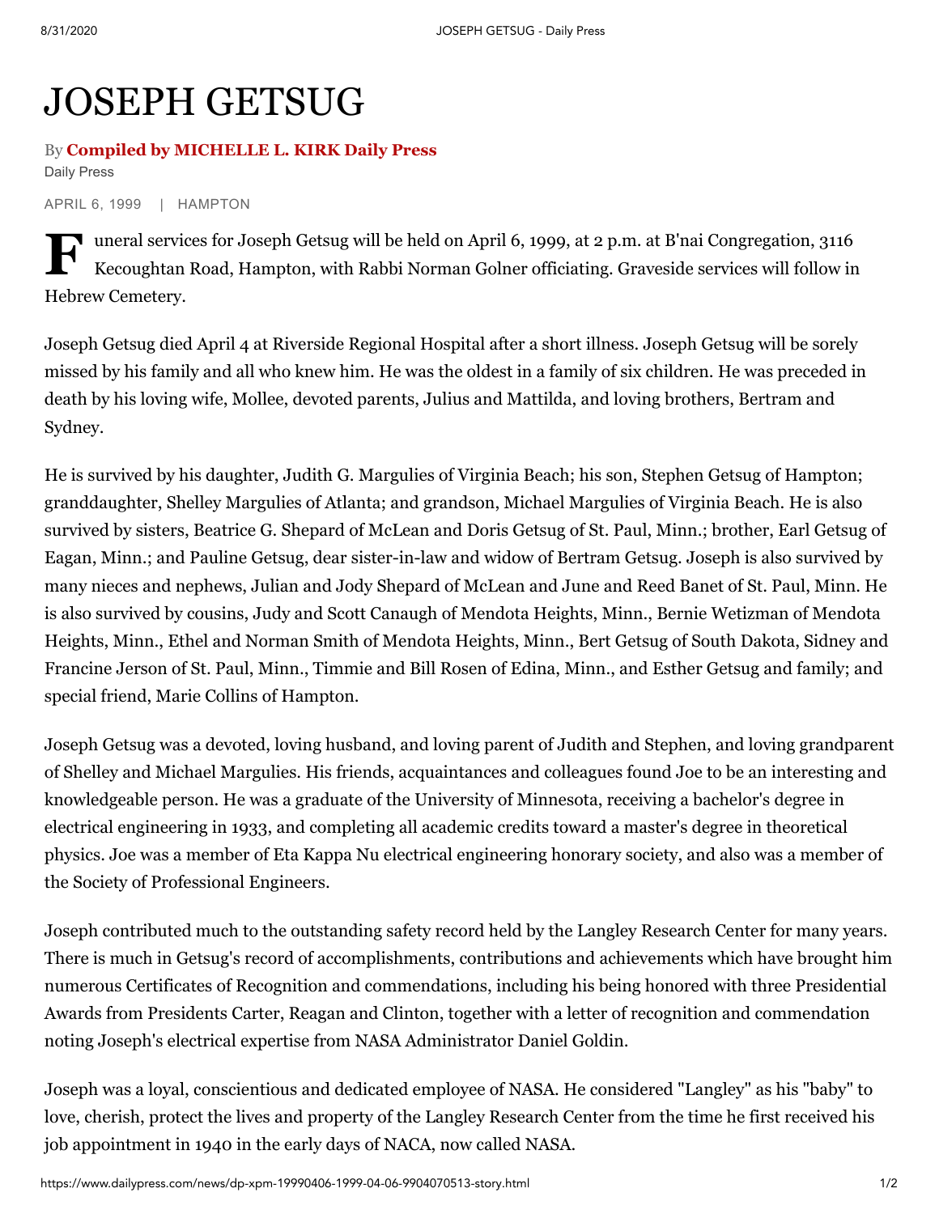# JOSEPH GETSUG

By **Compiled by MICHELLE L. KIRK Daily Press**

Daily Press

APRIL 6, 1999 | HAMPTON

Funeral services for Joseph Getsug will be held on April 6, 1999, at 2 p.m. at B'nai Congregation, 3116 Kecoughtan Road, Hampton, with Rabbi Norman Golner officiating. Graveside services will follow in Hebrew Cemetery.

Joseph Getsug died April 4 at Riverside Regional Hospital after a short illness. Joseph Getsug will be sorely missed by his family and all who knew him. He was the oldest in a family of six children. He was preceded in death by his loving wife, Mollee, devoted parents, Julius and Mattilda, and loving brothers, Bertram and Sydney.

He is survived by his daughter, Judith G. Margulies of Virginia Beach; his son, Stephen Getsug of Hampton; granddaughter, Shelley Margulies of Atlanta; and grandson, Michael Margulies of Virginia Beach. He is also survived by sisters, Beatrice G. Shepard of McLean and Doris Getsug of St. Paul, Minn.; brother, Earl Getsug of Eagan, Minn.; and Pauline Getsug, dear sister-in-law and widow of Bertram Getsug. Joseph is also survived by many nieces and nephews, Julian and Jody Shepard of McLean and June and Reed Banet of St. Paul, Minn. He is also survived by cousins, Judy and Scott Canaugh of Mendota Heights, Minn., Bernie Wetizman of Mendota Heights, Minn., Ethel and Norman Smith of Mendota Heights, Minn., Bert Getsug of South Dakota, Sidney and Francine Jerson of St. Paul, Minn., Timmie and Bill Rosen of Edina, Minn., and Esther Getsug and family; and special friend, Marie Collins of Hampton.

Joseph Getsug was a devoted, loving husband, and loving parent of Judith and Stephen, and loving grandparent of Shelley and Michael Margulies. His friends, acquaintances and colleagues found Joe to be an interesting and knowledgeable person. He was a graduate of the University of Minnesota, receiving a bachelor's degree in electrical engineering in 1933, and completing all academic credits toward a master's degree in theoretical physics. Joe was a member of Eta Kappa Nu electrical engineering honorary society, and also was a member of the Society of Professional Engineers.

Joseph contributed much to the outstanding safety record held by the Langley Research Center for many years. There is much in Getsug's record of accomplishments, contributions and achievements which have brought him numerous Certificates of Recognition and commendations, including his being honored with three Presidential Awards from Presidents Carter, Reagan and Clinton, together with a letter of recognition and commendation noting Joseph's electrical expertise from NASA Administrator Daniel Goldin.

Joseph was a loyal, conscientious and dedicated employee of NASA. He considered "Langley" as his "baby" to love, cherish, protect the lives and property of the Langley Research Center from the time he first received his job appointment in 1940 in the early days of NACA, now called NASA.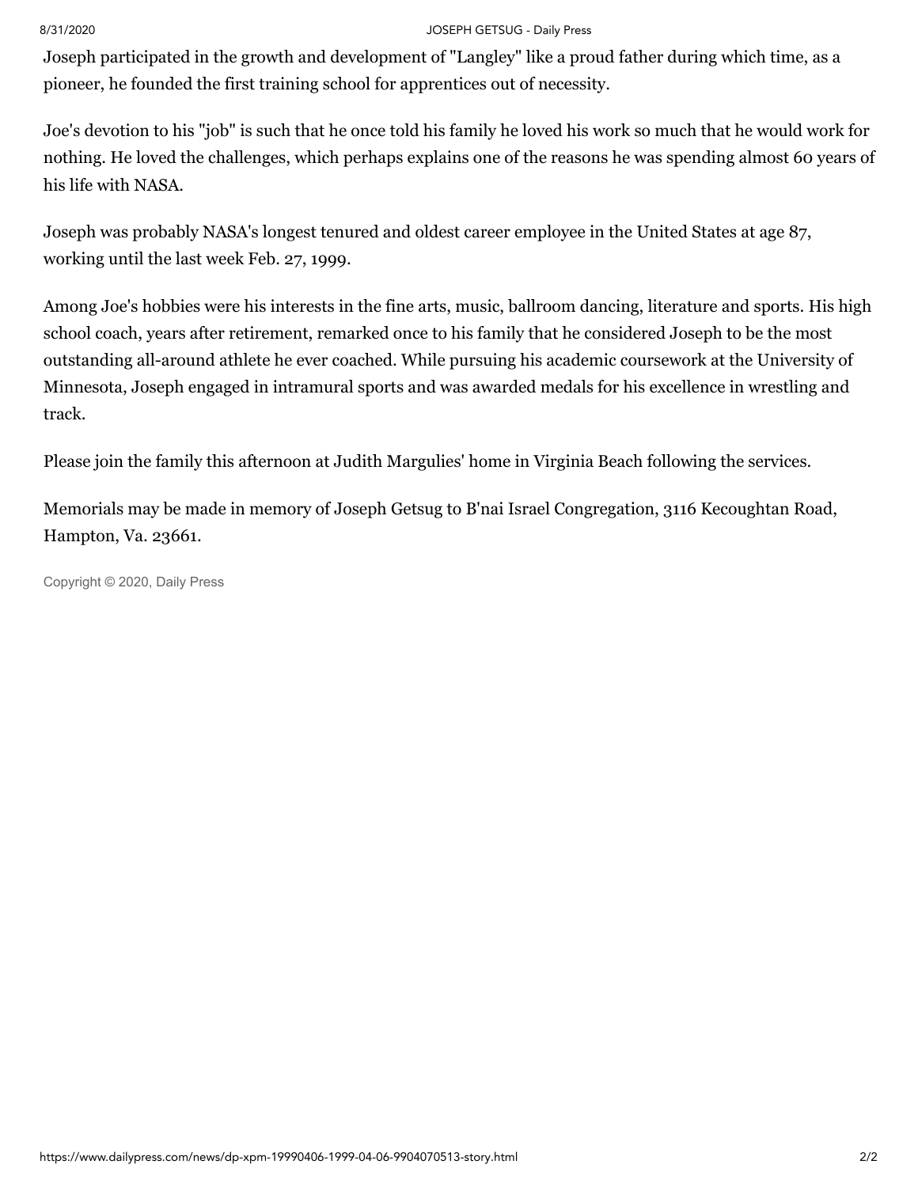Joseph participated in the growth and development of "Langley" like a proud father during which time, as a pioneer, he founded the first training school for apprentices out of necessity.

Joe's devotion to his "job" is such that he once told his family he loved his work so much that he would work for nothing. He loved the challenges, which perhaps explains one of the reasons he was spending almost 60 years of his life with NASA.

Joseph was probably NASA's longest tenured and oldest career employee in the United States at age 87, working until the last week Feb. 27, 1999.

Among Joe's hobbies were his interests in the fine arts, music, ballroom dancing, literature and sports. His high school coach, years after retirement, remarked once to his family that he considered Joseph to be the most outstanding all-around athlete he ever coached. While pursuing his academic coursework at the University of Minnesota, Joseph engaged in intramural sports and was awarded medals for his excellence in wrestling and track.

Please join the family this afternoon at Judith Margulies' home in Virginia Beach following the services.

Memorials may be made in memory of Joseph Getsug to B'nai Israel Congregation, 3116 Kecoughtan Road, Hampton, Va. 23661.

Copyright © 2020, Daily Press